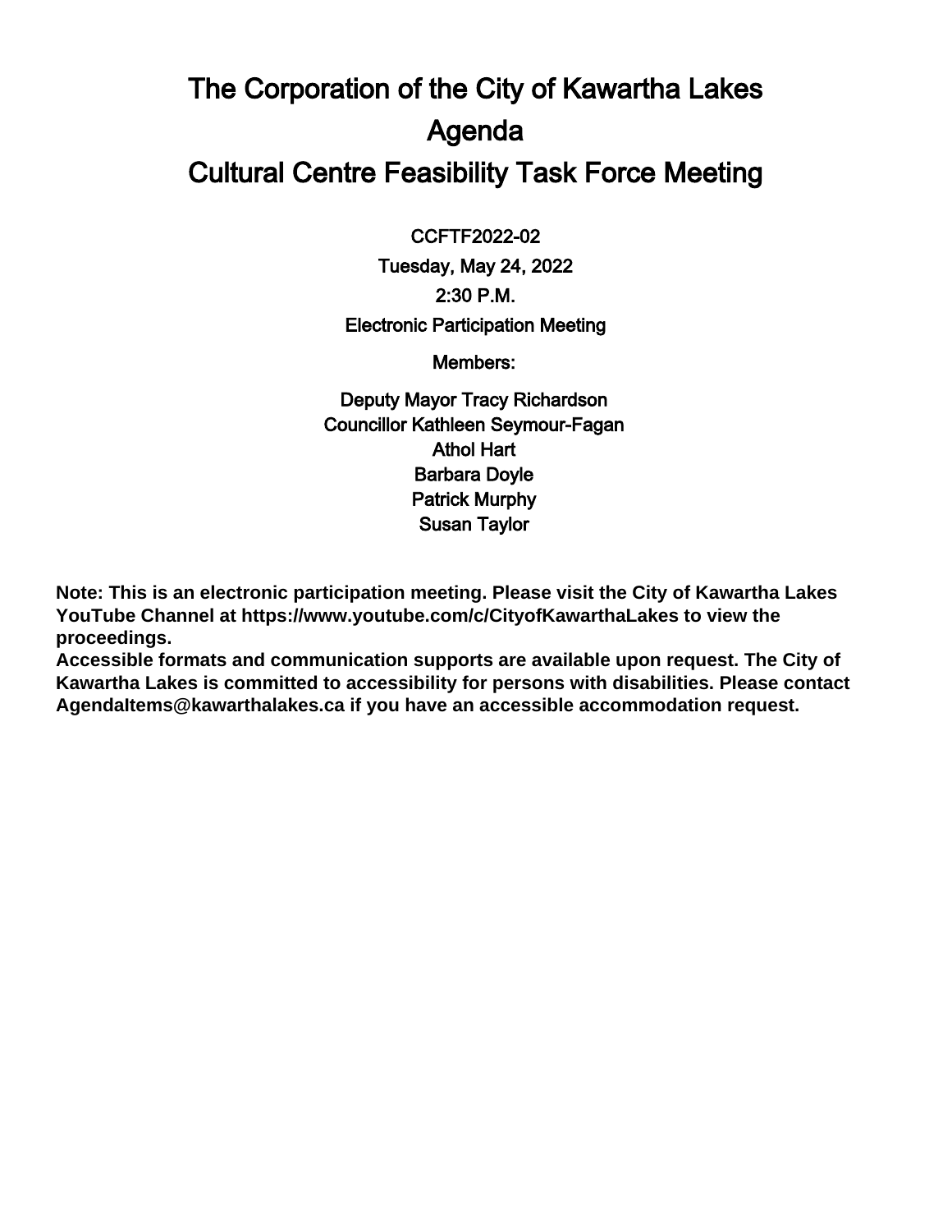# The Corporation of the City of Kawartha Lakes

# Agenda

# Cultural Centre Feasibility Task Force Meeting

CCFTF2022-02

Tuesday, May 24, 2022

2:30 P.M.

Electronic Participation Meeting

Members:

Deputy Mayor Tracy Richardson
Councillor Kathleen Seymour-Fagan
Athol Hart
Barbara Doyle
Patrick Murphy
Susan Taylor

**Note: This is an electronic participation meeting. Please visit the City of Kawartha Lakes YouTube Channel at https://www.youtube.com/c/CityofKawarthaLakes to view the proceedings.**
**Accessible formats and communication supports are available upon request. The City of Kawartha Lakes is committed to accessibility for persons with disabilities. Please contact AgendaItems@kawarthalakes.ca if you have an accessible accommodation request.**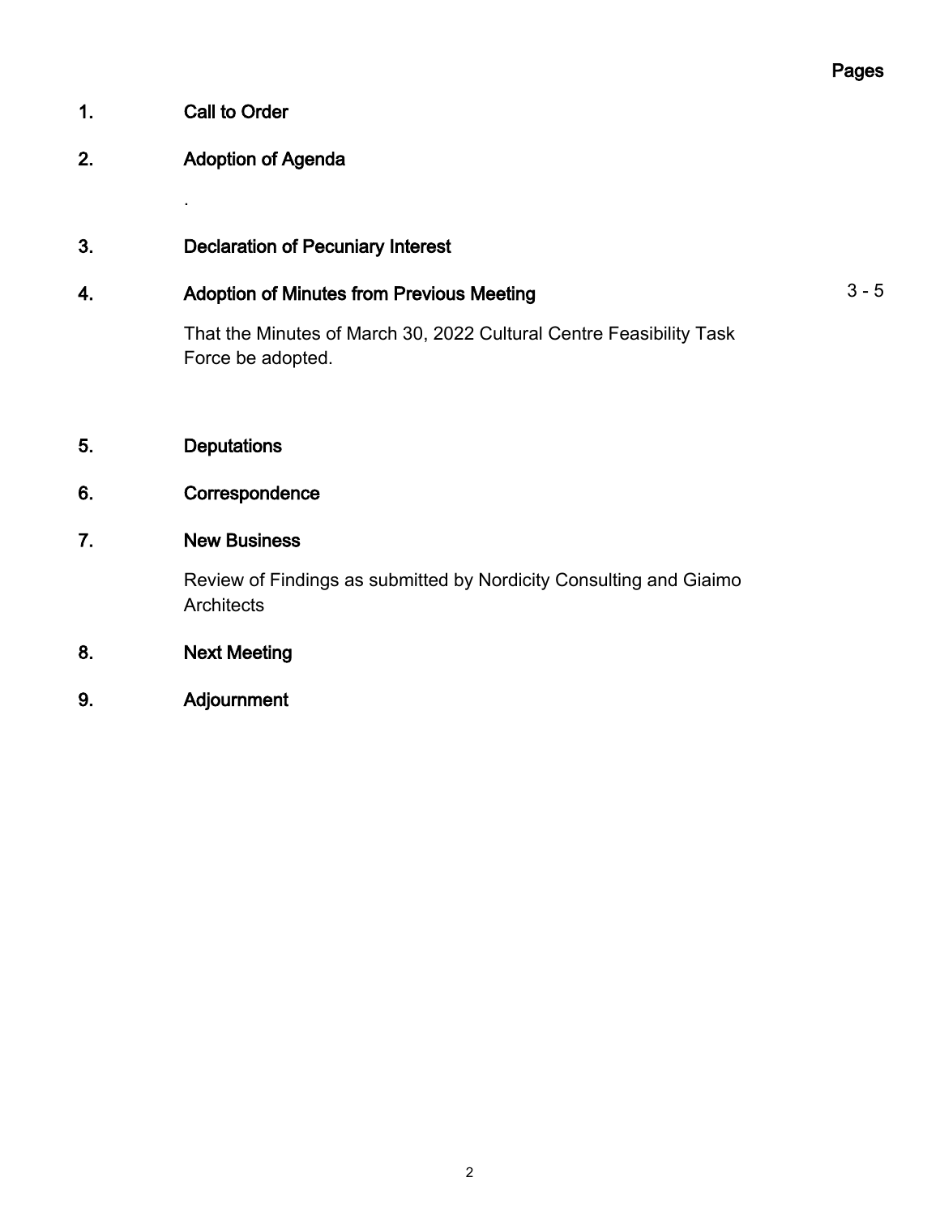Pages

1. **Call to Order**

2. **Adoption of Agenda**

   .

3. **Declaration of Pecuniary Interest**

4. **Adoption of Minutes from Previous Meeting** — 3 - 5

   That the Minutes of March 30, 2022 Cultural Centre Feasibility Task Force be adopted.

5. **Deputations**

6. **Correspondence**

7. **New Business**

   Review of Findings as submitted by Nordicity Consulting and Giaimo Architects

8. **Next Meeting**

9. **Adjournment**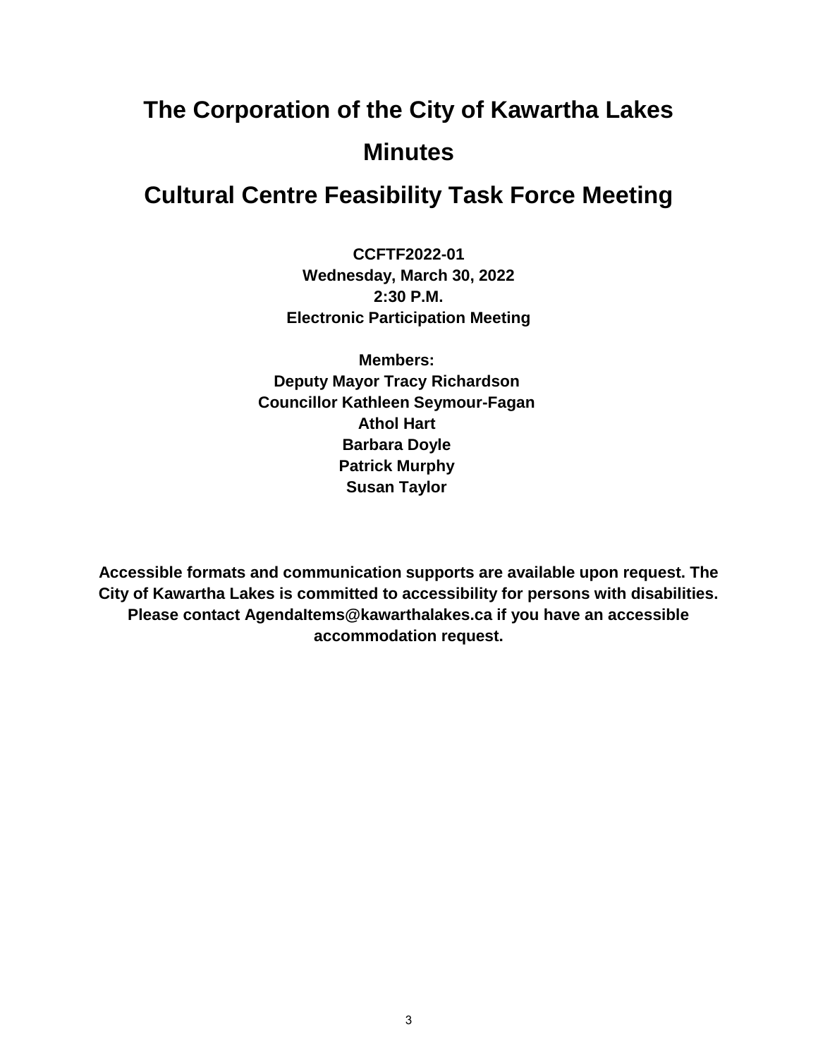# The Corporation of the City of Kawartha Lakes

# Minutes

# Cultural Centre Feasibility Task Force Meeting

**CCFTF2022-01**
**Wednesday, March 30, 2022**
**2:30 P.M.**
**Electronic Participation Meeting**

**Members:**
**Deputy Mayor Tracy Richardson**
**Councillor Kathleen Seymour-Fagan**
**Athol Hart**
**Barbara Doyle**
**Patrick Murphy**
**Susan Taylor**

**Accessible formats and communication supports are available upon request. The City of Kawartha Lakes is committed to accessibility for persons with disabilities. Please contact AgendaItems@kawarthalakes.ca if you have an accessible accommodation request.**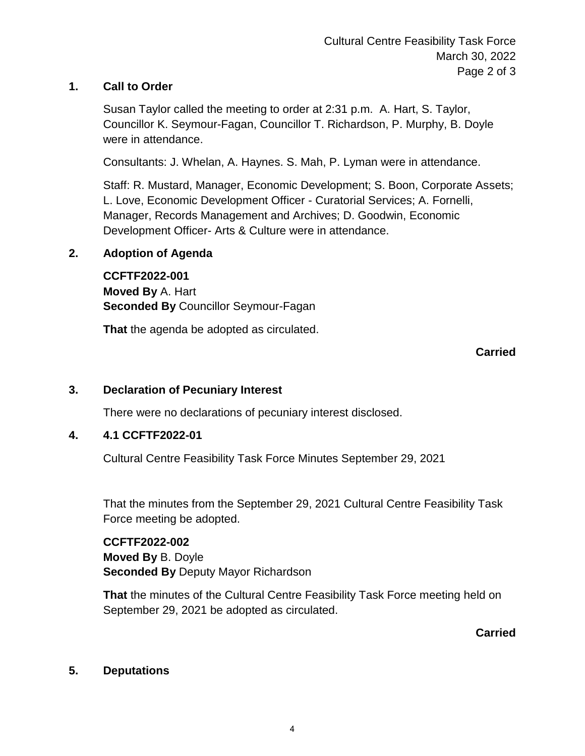## 1. Call to Order

Susan Taylor called the meeting to order at 2:31 p.m. A. Hart, S. Taylor, Councillor K. Seymour-Fagan, Councillor T. Richardson, P. Murphy, B. Doyle were in attendance.

Consultants: J. Whelan, A. Haynes. S. Mah, P. Lyman were in attendance.

Staff: R. Mustard, Manager, Economic Development; S. Boon, Corporate Assets; L. Love, Economic Development Officer - Curatorial Services; A. Fornelli, Manager, Records Management and Archives; D. Goodwin, Economic Development Officer- Arts & Culture were in attendance.

## 2. Adoption of Agenda

**CCFTF2022-001**
**Moved By** A. Hart
**Seconded By** Councillor Seymour-Fagan

**That** the agenda be adopted as circulated.

**Carried**

## 3. Declaration of Pecuniary Interest

There were no declarations of pecuniary interest disclosed.

## 4. 4.1 CCFTF2022-01

Cultural Centre Feasibility Task Force Minutes September 29, 2021

That the minutes from the September 29, 2021 Cultural Centre Feasibility Task Force meeting be adopted.

**CCFTF2022-002**
**Moved By** B. Doyle
**Seconded By** Deputy Mayor Richardson

**That** the minutes of the Cultural Centre Feasibility Task Force meeting held on September 29, 2021 be adopted as circulated.

**Carried**

## 5. Deputations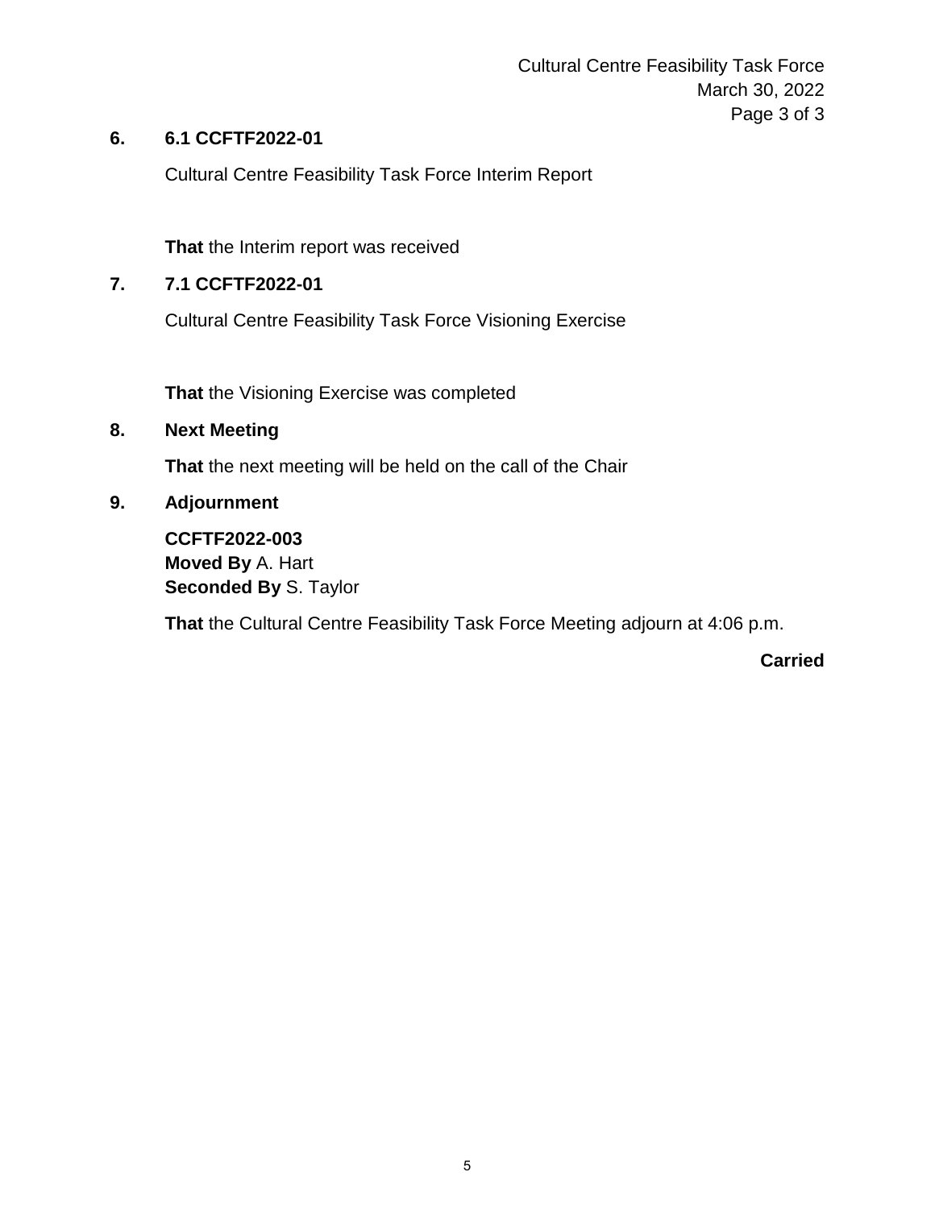## 6. 6.1 CCFTF2022-01

Cultural Centre Feasibility Task Force Interim Report

**That** the Interim report was received

## 7. 7.1 CCFTF2022-01

Cultural Centre Feasibility Task Force Visioning Exercise

**That** the Visioning Exercise was completed

## 8. Next Meeting

**That** the next meeting will be held on the call of the Chair

## 9. Adjournment

**CCFTF2022-003**
**Moved By** A. Hart
**Seconded By** S. Taylor

**That** the Cultural Centre Feasibility Task Force Meeting adjourn at 4:06 p.m.

**Carried**